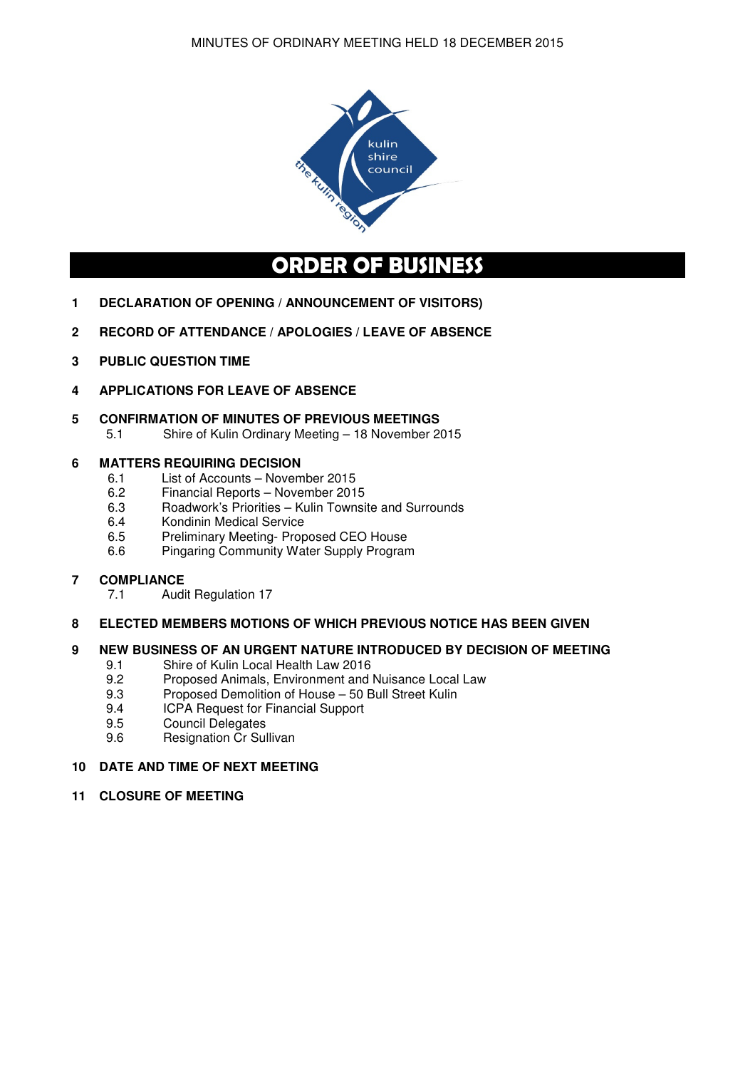MINUTES OF ORDINARY MEETING HELD 18 DECEMBER 2015

kulin shire council

the kulin region

# ORDER OF BUSINESS

**1 DECLARATION OF OPENING / ANNOUNCEMENT OF VISITORS)**

**2 RECORD OF ATTENDANCE / APOLOGIES / LEAVE OF ABSENCE**

**3 PUBLIC QUESTION TIME**

**4 APPLICATIONS FOR LEAVE OF ABSENCE**

**5 CONFIRMATION OF MINUTES OF PREVIOUS MEETINGS**

- 5.1 Shire of Kulin Ordinary Meeting – 18 November 2015

**6 MATTERS REQUIRING DECISION**

- 6.1 List of Accounts – November 2015
- 6.2 Financial Reports – November 2015
- 6.3 Roadwork's Priorities – Kulin Townsite and Surrounds
- 6.4 Kondinin Medical Service
- 6.5 Preliminary Meeting- Proposed CEO House
- 6.6 Pingaring Community Water Supply Program

**7 COMPLIANCE**

- 7.1 Audit Regulation 17

**8 ELECTED MEMBERS MOTIONS OF WHICH PREVIOUS NOTICE HAS BEEN GIVEN**

**9 NEW BUSINESS OF AN URGENT NATURE INTRODUCED BY DECISION OF MEETING**

- 9.1 Shire of Kulin Local Health Law 2016
- 9.2 Proposed Animals, Environment and Nuisance Local Law
- 9.3 Proposed Demolition of House – 50 Bull Street Kulin
- 9.4 ICPA Request for Financial Support
- 9.5 Council Delegates
- 9.6 Resignation Cr Sullivan

**10 DATE AND TIME OF NEXT MEETING**

**11 CLOSURE OF MEETING**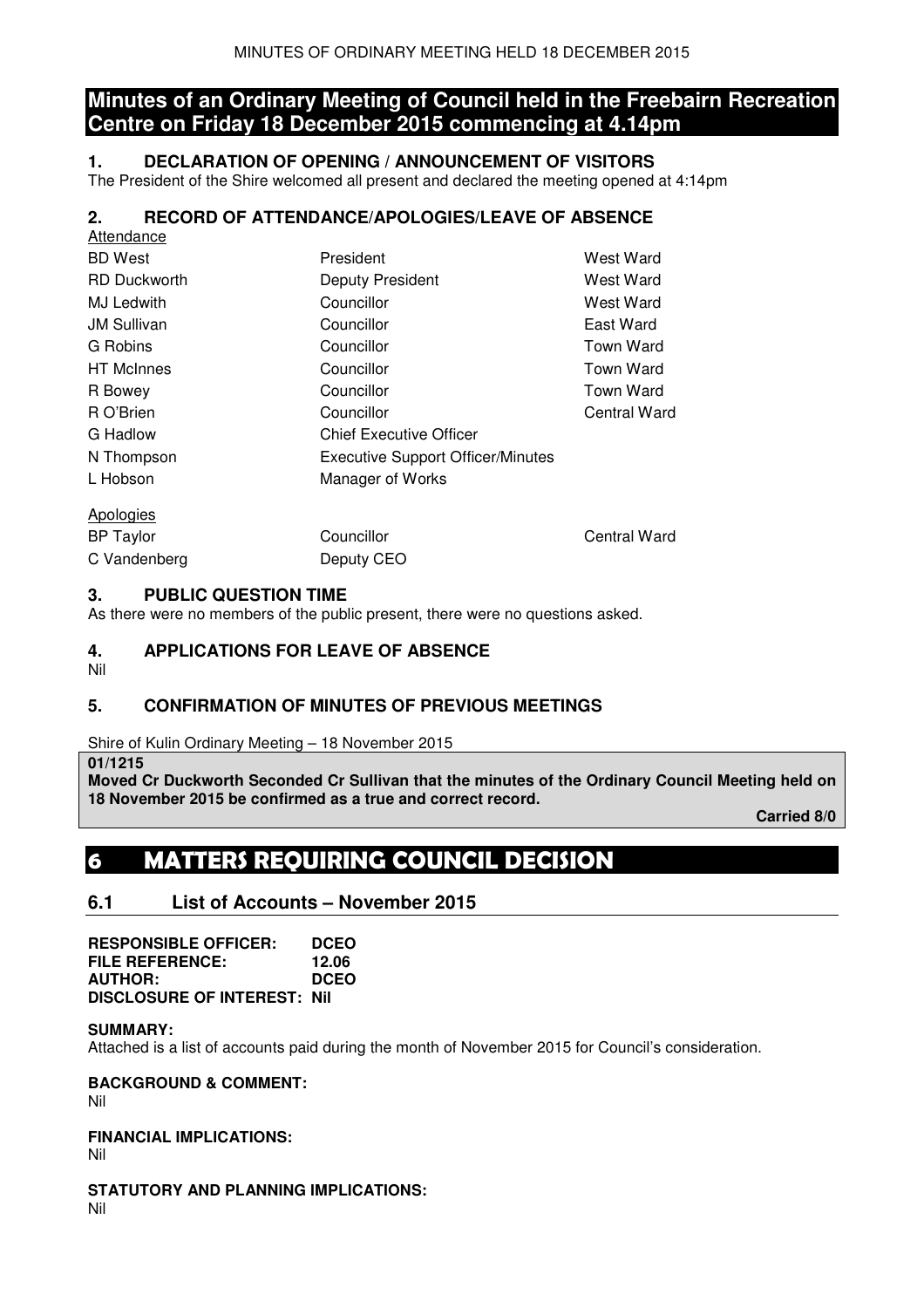## Minutes of an Ordinary Meeting of Council held in the Freebairn Recreation Centre on Friday 18 December 2015 commencing at 4.14pm

### 1. DECLARATION OF OPENING / ANNOUNCEMENT OF VISITORS

The President of the Shire welcomed all present and declared the meeting opened at 4:14pm

### 2. RECORD OF ATTENDANCE/APOLOGIES/LEAVE OF ABSENCE

Attendance

| | | |
|---|---|---|
| BD West | President | West Ward |
| RD Duckworth | Deputy President | West Ward |
| MJ Ledwith | Councillor | West Ward |
| JM Sullivan | Councillor | East Ward |
| G Robins | Councillor | Town Ward |
| HT McInnes | Councillor | Town Ward |
| R Bowey | Councillor | Town Ward |
| R O'Brien | Councillor | Central Ward |
| G Hadlow | Chief Executive Officer | |
| N Thompson | Executive Support Officer/Minutes | |
| L Hobson | Manager of Works | |

Apologies

| | | |
|---|---|---|
| BP Taylor | Councillor | Central Ward |
| C Vandenberg | Deputy CEO | |

### 3. PUBLIC QUESTION TIME

As there were no members of the public present, there were no questions asked.

### 4. APPLICATIONS FOR LEAVE OF ABSENCE

Nil

### 5. CONFIRMATION OF MINUTES OF PREVIOUS MEETINGS

Shire of Kulin Ordinary Meeting – 18 November 2015

**01/1215**
**Moved Cr Duckworth Seconded Cr Sullivan that the minutes of the Ordinary Council Meeting held on 18 November 2015 be confirmed as a true and correct record.**

**Carried 8/0**

# 6 MATTERS REQUIRING COUNCIL DECISION

### 6.1 List of Accounts – November 2015

**RESPONSIBLE OFFICER:** DCEO
**FILE REFERENCE:** 12.06
**AUTHOR:** DCEO
**DISCLOSURE OF INTEREST:** Nil

**SUMMARY:**
Attached is a list of accounts paid during the month of November 2015 for Council's consideration.

**BACKGROUND & COMMENT:**
Nil

**FINANCIAL IMPLICATIONS:**
Nil

**STATUTORY AND PLANNING IMPLICATIONS:**
Nil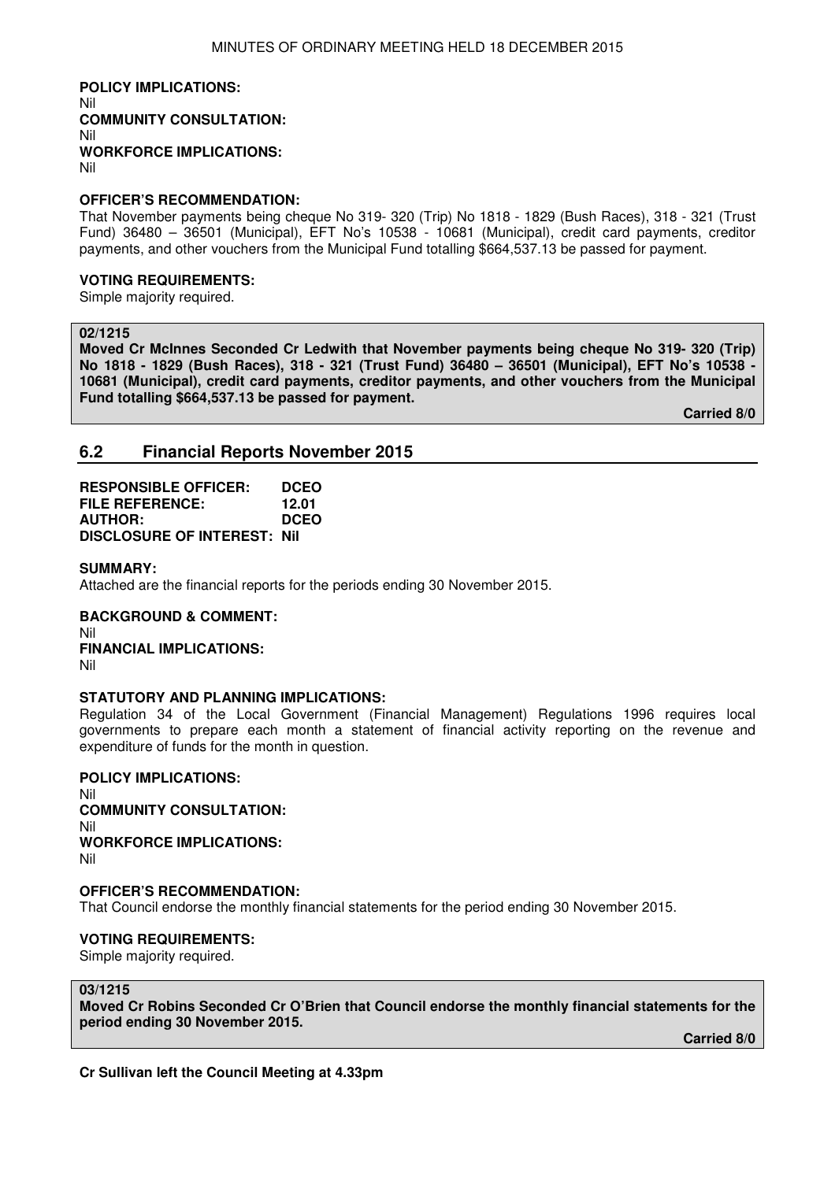**POLICY IMPLICATIONS:**
Nil
**COMMUNITY CONSULTATION:**
Nil
**WORKFORCE IMPLICATIONS:**
Nil

**OFFICER'S RECOMMENDATION:**
That November payments being cheque No 319- 320 (Trip) No 1818 - 1829 (Bush Races), 318 - 321 (Trust Fund) 36480 – 36501 (Municipal), EFT No's 10538 - 10681 (Municipal), credit card payments, creditor payments, and other vouchers from the Municipal Fund totalling $664,537.13 be passed for payment.

**VOTING REQUIREMENTS:**
Simple majority required.

**02/1215**
**Moved Cr McInnes Seconded Cr Ledwith that November payments being cheque No 319- 320 (Trip) No 1818 - 1829 (Bush Races), 318 - 321 (Trust Fund) 36480 – 36501 (Municipal), EFT No's 10538 - 10681 (Municipal), credit card payments, creditor payments, and other vouchers from the Municipal Fund totalling $664,537.13 be passed for payment.**

**Carried 8/0**

## 6.2 Financial Reports November 2015

**RESPONSIBLE OFFICER:** DCEO
**FILE REFERENCE:** 12.01
**AUTHOR:** DCEO
**DISCLOSURE OF INTEREST:** Nil

**SUMMARY:**
Attached are the financial reports for the periods ending 30 November 2015.

**BACKGROUND & COMMENT:**
Nil
**FINANCIAL IMPLICATIONS:**
Nil

**STATUTORY AND PLANNING IMPLICATIONS:**
Regulation 34 of the Local Government (Financial Management) Regulations 1996 requires local governments to prepare each month a statement of financial activity reporting on the revenue and expenditure of funds for the month in question.

**POLICY IMPLICATIONS:**
Nil
**COMMUNITY CONSULTATION:**
Nil
**WORKFORCE IMPLICATIONS:**
Nil

**OFFICER'S RECOMMENDATION:**
That Council endorse the monthly financial statements for the period ending 30 November 2015.

**VOTING REQUIREMENTS:**
Simple majority required.

**03/1215**
**Moved Cr Robins Seconded Cr O'Brien that Council endorse the monthly financial statements for the period ending 30 November 2015.**

**Carried 8/0**

**Cr Sullivan left the Council Meeting at 4.33pm**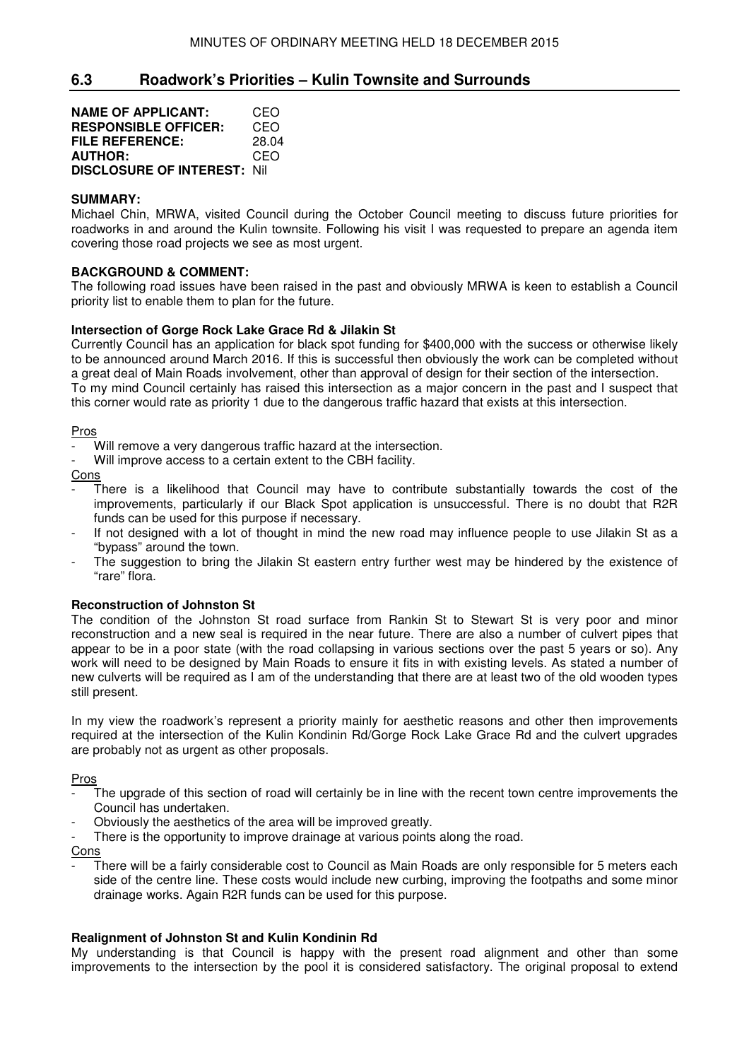## 6.3 Roadwork's Priorities – Kulin Townsite and Surrounds

**NAME OF APPLICANT:** CEO
**RESPONSIBLE OFFICER:** CEO
**FILE REFERENCE:** 28.04
**AUTHOR:** CEO
**DISCLOSURE OF INTEREST:** Nil

**SUMMARY:**
Michael Chin, MRWA, visited Council during the October Council meeting to discuss future priorities for roadworks in and around the Kulin townsite. Following his visit I was requested to prepare an agenda item covering those road projects we see as most urgent.

**BACKGROUND & COMMENT:**
The following road issues have been raised in the past and obviously MRWA is keen to establish a Council priority list to enable them to plan for the future.

**Intersection of Gorge Rock Lake Grace Rd & Jilakin St**
Currently Council has an application for black spot funding for $400,000 with the success or otherwise likely to be announced around March 2016. If this is successful then obviously the work can be completed without a great deal of Main Roads involvement, other than approval of design for their section of the intersection.
To my mind Council certainly has raised this intersection as a major concern in the past and I suspect that this corner would rate as priority 1 due to the dangerous traffic hazard that exists at this intersection.

Pros
- Will remove a very dangerous traffic hazard at the intersection.
- Will improve access to a certain extent to the CBH facility.

Cons
- There is a likelihood that Council may have to contribute substantially towards the cost of the improvements, particularly if our Black Spot application is unsuccessful. There is no doubt that R2R funds can be used for this purpose if necessary.
- If not designed with a lot of thought in mind the new road may influence people to use Jilakin St as a "bypass" around the town.
- The suggestion to bring the Jilakin St eastern entry further west may be hindered by the existence of "rare" flora.

**Reconstruction of Johnston St**
The condition of the Johnston St road surface from Rankin St to Stewart St is very poor and minor reconstruction and a new seal is required in the near future. There are also a number of culvert pipes that appear to be in a poor state (with the road collapsing in various sections over the past 5 years or so). Any work will need to be designed by Main Roads to ensure it fits in with existing levels. As stated a number of new culverts will be required as I am of the understanding that there are at least two of the old wooden types still present.

In my view the roadwork's represent a priority mainly for aesthetic reasons and other then improvements required at the intersection of the Kulin Kondinin Rd/Gorge Rock Lake Grace Rd and the culvert upgrades are probably not as urgent as other proposals.

Pros
- The upgrade of this section of road will certainly be in line with the recent town centre improvements the Council has undertaken.
- Obviously the aesthetics of the area will be improved greatly.
- There is the opportunity to improve drainage at various points along the road.

Cons
- There will be a fairly considerable cost to Council as Main Roads are only responsible for 5 meters each side of the centre line. These costs would include new curbing, improving the footpaths and some minor drainage works. Again R2R funds can be used for this purpose.

**Realignment of Johnston St and Kulin Kondinin Rd**
My understanding is that Council is happy with the present road alignment and other than some improvements to the intersection by the pool it is considered satisfactory. The original proposal to extend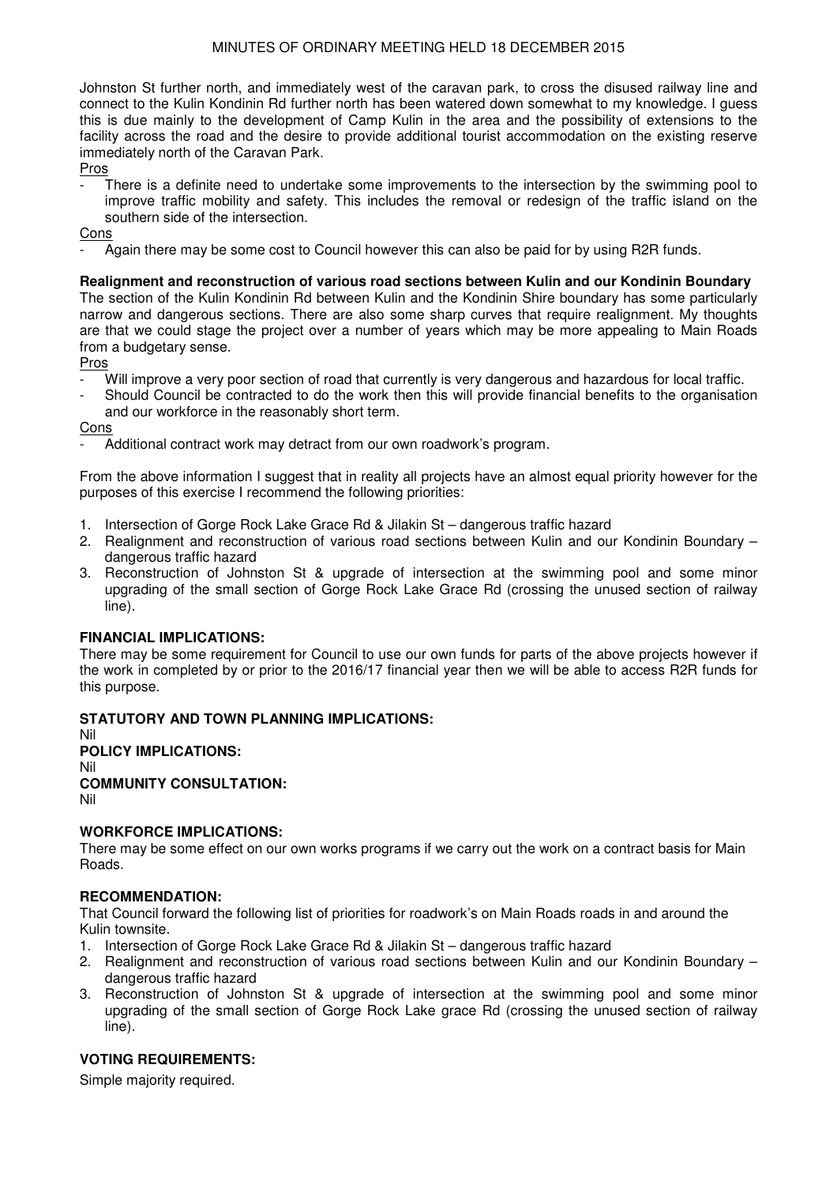Johnston St further north, and immediately west of the caravan park, to cross the disused railway line and connect to the Kulin Kondinin Rd further north has been watered down somewhat to my knowledge. I guess this is due mainly to the development of Camp Kulin in the area and the possibility of extensions to the facility across the road and the desire to provide additional tourist accommodation on the existing reserve immediately north of the Caravan Park.

Pros

- There is a definite need to undertake some improvements to the intersection by the swimming pool to improve traffic mobility and safety. This includes the removal or redesign of the traffic island on the southern side of the intersection.

Cons

- Again there may be some cost to Council however this can also be paid for by using R2R funds.

**Realignment and reconstruction of various road sections between Kulin and our Kondinin Boundary**

The section of the Kulin Kondinin Rd between Kulin and the Kondinin Shire boundary has some particularly narrow and dangerous sections. There are also some sharp curves that require realignment. My thoughts are that we could stage the project over a number of years which may be more appealing to Main Roads from a budgetary sense.

Pros

- Will improve a very poor section of road that currently is very dangerous and hazardous for local traffic.
- Should Council be contracted to do the work then this will provide financial benefits to the organisation and our workforce in the reasonably short term.

Cons

- Additional contract work may detract from our own roadwork's program.

From the above information I suggest that in reality all projects have an almost equal priority however for the purposes of this exercise I recommend the following priorities:

1. Intersection of Gorge Rock Lake Grace Rd & Jilakin St – dangerous traffic hazard
2. Realignment and reconstruction of various road sections between Kulin and our Kondinin Boundary – dangerous traffic hazard
3. Reconstruction of Johnston St & upgrade of intersection at the swimming pool and some minor upgrading of the small section of Gorge Rock Lake Grace Rd (crossing the unused section of railway line).

**FINANCIAL IMPLICATIONS:**

There may be some requirement for Council to use our own funds for parts of the above projects however if the work in completed by or prior to the 2016/17 financial year then we will be able to access R2R funds for this purpose.

**STATUTORY AND TOWN PLANNING IMPLICATIONS:**

Nil

**POLICY IMPLICATIONS:**

Nil

**COMMUNITY CONSULTATION:**

Nil

**WORKFORCE IMPLICATIONS:**

There may be some effect on our own works programs if we carry out the work on a contract basis for Main Roads.

**RECOMMENDATION:**

That Council forward the following list of priorities for roadwork's on Main Roads roads in and around the Kulin townsite.

1. Intersection of Gorge Rock Lake Grace Rd & Jilakin St – dangerous traffic hazard
2. Realignment and reconstruction of various road sections between Kulin and our Kondinin Boundary – dangerous traffic hazard
3. Reconstruction of Johnston St & upgrade of intersection at the swimming pool and some minor upgrading of the small section of Gorge Rock Lake grace Rd (crossing the unused section of railway line).

**VOTING REQUIREMENTS:**

Simple majority required.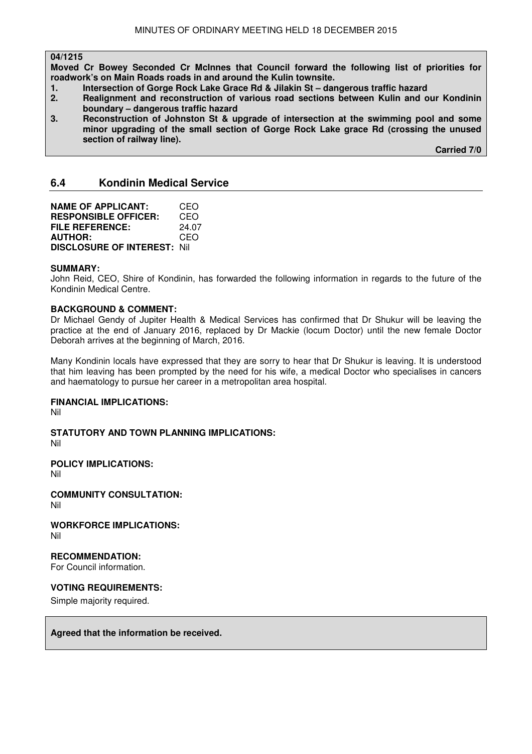**04/1215**

**Moved Cr Bowey Seconded Cr McInnes that Council forward the following list of priorities for roadwork's on Main Roads roads in and around the Kulin townsite.**

1. **Intersection of Gorge Rock Lake Grace Rd & Jilakin St – dangerous traffic hazard**
2. **Realignment and reconstruction of various road sections between Kulin and our Kondinin boundary – dangerous traffic hazard**
3. **Reconstruction of Johnston St & upgrade of intersection at the swimming pool and some minor upgrading of the small section of Gorge Rock Lake grace Rd (crossing the unused section of railway line).**

**Carried 7/0**

## 6.4 Kondinin Medical Service

**NAME OF APPLICANT:** CEO
**RESPONSIBLE OFFICER:** CEO
**FILE REFERENCE:** 24.07
**AUTHOR:** CEO
**DISCLOSURE OF INTEREST:** Nil

**SUMMARY:**
John Reid, CEO, Shire of Kondinin, has forwarded the following information in regards to the future of the Kondinin Medical Centre.

**BACKGROUND & COMMENT:**
Dr Michael Gendy of Jupiter Health & Medical Services has confirmed that Dr Shukur will be leaving the practice at the end of January 2016, replaced by Dr Mackie (locum Doctor) until the new female Doctor Deborah arrives at the beginning of March, 2016.

Many Kondinin locals have expressed that they are sorry to hear that Dr Shukur is leaving. It is understood that him leaving has been prompted by the need for his wife, a medical Doctor who specialises in cancers and haematology to pursue her career in a metropolitan area hospital.

**FINANCIAL IMPLICATIONS:**
Nil

**STATUTORY AND TOWN PLANNING IMPLICATIONS:**
Nil

**POLICY IMPLICATIONS:**
Nil

**COMMUNITY CONSULTATION:**
Nil

**WORKFORCE IMPLICATIONS:**
Nil

**RECOMMENDATION:**
For Council information.

**VOTING REQUIREMENTS:**
Simple majority required.

**Agreed that the information be received.**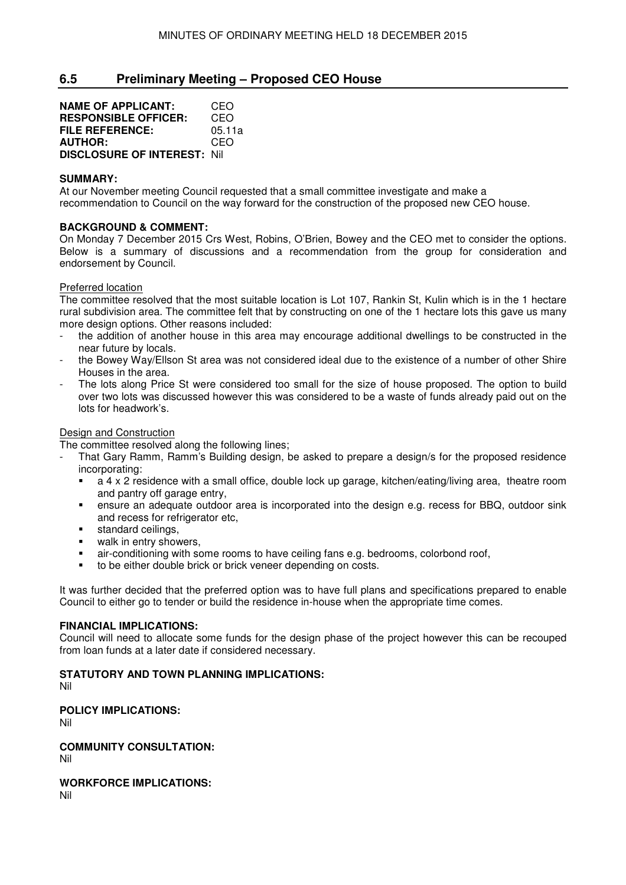## 6.5 Preliminary Meeting – Proposed CEO House

**NAME OF APPLICANT:** CEO
**RESPONSIBLE OFFICER:** CEO
**FILE REFERENCE:** 05.11a
**AUTHOR:** CEO
**DISCLOSURE OF INTEREST:** Nil

**SUMMARY:**
At our November meeting Council requested that a small committee investigate and make a recommendation to Council on the way forward for the construction of the proposed new CEO house.

**BACKGROUND & COMMENT:**
On Monday 7 December 2015 Crs West, Robins, O'Brien, Bowey and the CEO met to consider the options. Below is a summary of discussions and a recommendation from the group for consideration and endorsement by Council.

Preferred location

The committee resolved that the most suitable location is Lot 107, Rankin St, Kulin which is in the 1 hectare rural subdivision area. The committee felt that by constructing on one of the 1 hectare lots this gave us many more design options. Other reasons included:

- the addition of another house in this area may encourage additional dwellings to be constructed in the near future by locals.
- the Bowey Way/Ellson St area was not considered ideal due to the existence of a number of other Shire Houses in the area.
- The lots along Price St were considered too small for the size of house proposed. The option to build over two lots was discussed however this was considered to be a waste of funds already paid out on the lots for headwork's.

Design and Construction

The committee resolved along the following lines;

- That Gary Ramm, Ramm's Building design, be asked to prepare a design/s for the proposed residence incorporating:
  - a 4 x 2 residence with a small office, double lock up garage, kitchen/eating/living area, theatre room and pantry off garage entry,
  - ensure an adequate outdoor area is incorporated into the design e.g. recess for BBQ, outdoor sink and recess for refrigerator etc,
  - standard ceilings,
  - walk in entry showers,
  - air-conditioning with some rooms to have ceiling fans e.g. bedrooms, colorbond roof,
  - to be either double brick or brick veneer depending on costs.

It was further decided that the preferred option was to have full plans and specifications prepared to enable Council to either go to tender or build the residence in-house when the appropriate time comes.

**FINANCIAL IMPLICATIONS:**
Council will need to allocate some funds for the design phase of the project however this can be recouped from loan funds at a later date if considered necessary.

**STATUTORY AND TOWN PLANNING IMPLICATIONS:**
Nil

**POLICY IMPLICATIONS:**
Nil

**COMMUNITY CONSULTATION:**
Nil

**WORKFORCE IMPLICATIONS:**
Nil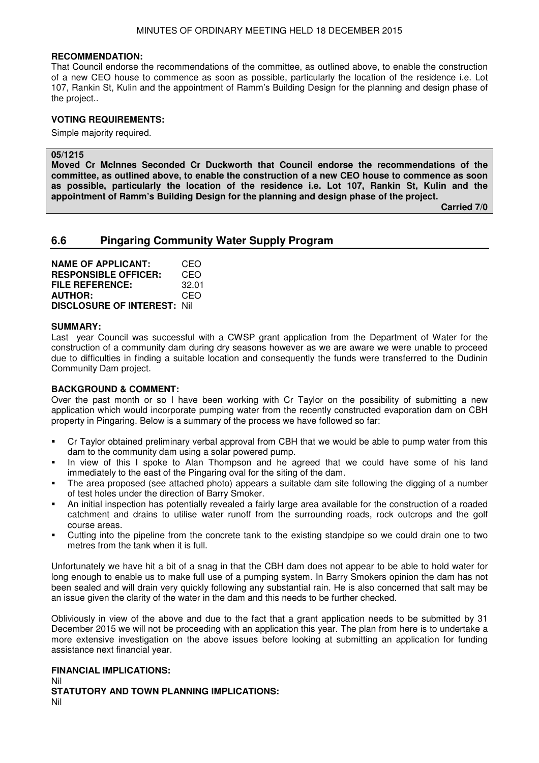**RECOMMENDATION:**
That Council endorse the recommendations of the committee, as outlined above, to enable the construction of a new CEO house to commence as soon as possible, particularly the location of the residence i.e. Lot 107, Rankin St, Kulin and the appointment of Ramm's Building Design for the planning and design phase of the project..

**VOTING REQUIREMENTS:**

Simple majority required.

**05/1215**
**Moved Cr McInnes Seconded Cr Duckworth that Council endorse the recommendations of the committee, as outlined above, to enable the construction of a new CEO house to commence as soon as possible, particularly the location of the residence i.e. Lot 107, Rankin St, Kulin and the appointment of Ramm's Building Design for the planning and design phase of the project.**

**Carried 7/0**

## 6.6 Pingaring Community Water Supply Program

**NAME OF APPLICANT:** CEO
**RESPONSIBLE OFFICER:** CEO
**FILE REFERENCE:** 32.01
**AUTHOR:** CEO
**DISCLOSURE OF INTEREST:** Nil

**SUMMARY:**
Last year Council was successful with a CWSP grant application from the Department of Water for the construction of a community dam during dry seasons however as we are aware we were unable to proceed due to difficulties in finding a suitable location and consequently the funds were transferred to the Dudinin Community Dam project.

**BACKGROUND & COMMENT:**
Over the past month or so I have been working with Cr Taylor on the possibility of submitting a new application which would incorporate pumping water from the recently constructed evaporation dam on CBH property in Pingaring. Below is a summary of the process we have followed so far:

- Cr Taylor obtained preliminary verbal approval from CBH that we would be able to pump water from this dam to the community dam using a solar powered pump.
- In view of this I spoke to Alan Thompson and he agreed that we could have some of his land immediately to the east of the Pingaring oval for the siting of the dam.
- The area proposed (see attached photo) appears a suitable dam site following the digging of a number of test holes under the direction of Barry Smoker.
- An initial inspection has potentially revealed a fairly large area available for the construction of a roaded catchment and drains to utilise water runoff from the surrounding roads, rock outcrops and the golf course areas.
- Cutting into the pipeline from the concrete tank to the existing standpipe so we could drain one to two metres from the tank when it is full.

Unfortunately we have hit a bit of a snag in that the CBH dam does not appear to be able to hold water for long enough to enable us to make full use of a pumping system. In Barry Smokers opinion the dam has not been sealed and will drain very quickly following any substantial rain. He is also concerned that salt may be an issue given the clarity of the water in the dam and this needs to be further checked.

Obliviously in view of the above and due to the fact that a grant application needs to be submitted by 31 December 2015 we will not be proceeding with an application this year. The plan from here is to undertake a more extensive investigation on the above issues before looking at submitting an application for funding assistance next financial year.

**FINANCIAL IMPLICATIONS:**
Nil
**STATUTORY AND TOWN PLANNING IMPLICATIONS:**
Nil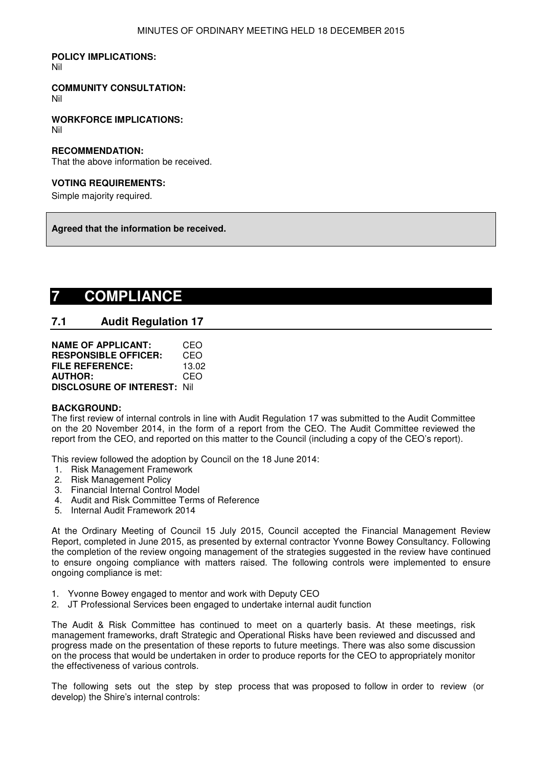**POLICY IMPLICATIONS:**
Nil

**COMMUNITY CONSULTATION:**
Nil

**WORKFORCE IMPLICATIONS:**
Nil

**RECOMMENDATION:**
That the above information be received.

**VOTING REQUIREMENTS:**
Simple majority required.

**Agreed that the information be received.**

# 7 COMPLIANCE

## 7.1 Audit Regulation 17

**NAME OF APPLICANT:** CEO
**RESPONSIBLE OFFICER:** CEO
**FILE REFERENCE:** 13.02
**AUTHOR:** CEO
**DISCLOSURE OF INTEREST:** Nil

**BACKGROUND:**
The first review of internal controls in line with Audit Regulation 17 was submitted to the Audit Committee on the 20 November 2014, in the form of a report from the CEO. The Audit Committee reviewed the report from the CEO, and reported on this matter to the Council (including a copy of the CEO's report).

This review followed the adoption by Council on the 18 June 2014:

1. Risk Management Framework
2. Risk Management Policy
3. Financial Internal Control Model
4. Audit and Risk Committee Terms of Reference
5. Internal Audit Framework 2014

At the Ordinary Meeting of Council 15 July 2015, Council accepted the Financial Management Review Report, completed in June 2015, as presented by external contractor Yvonne Bowey Consultancy. Following the completion of the review ongoing management of the strategies suggested in the review have continued to ensure ongoing compliance with matters raised. The following controls were implemented to ensure ongoing compliance is met:

1. Yvonne Bowey engaged to mentor and work with Deputy CEO
2. JT Professional Services been engaged to undertake internal audit function

The Audit & Risk Committee has continued to meet on a quarterly basis. At these meetings, risk management frameworks, draft Strategic and Operational Risks have been reviewed and discussed and progress made on the presentation of these reports to future meetings. There was also some discussion on the process that would be undertaken in order to produce reports for the CEO to appropriately monitor the effectiveness of various controls.

The following sets out the step by step process that was proposed to follow in order to review (or develop) the Shire's internal controls: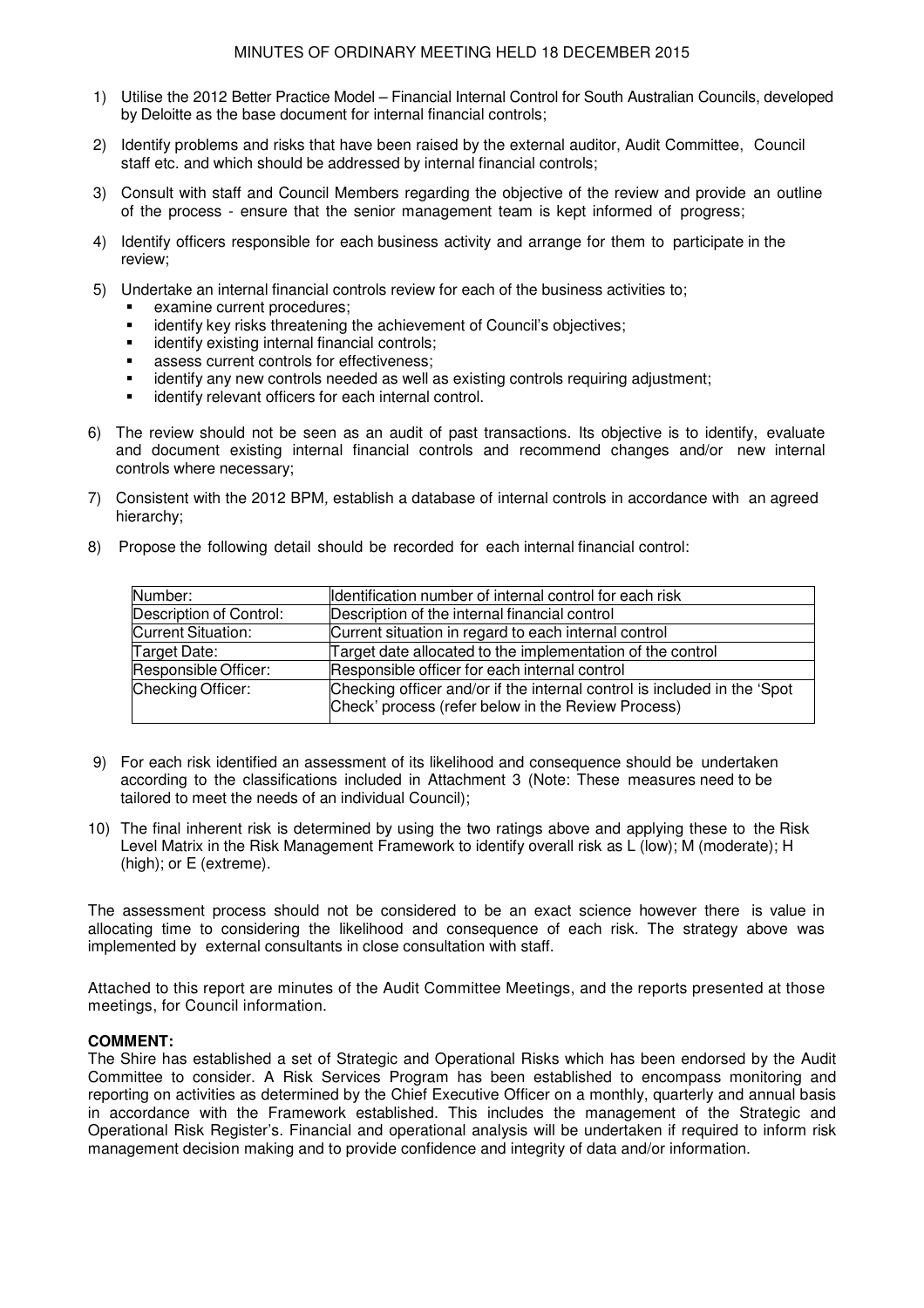1) Utilise the 2012 Better Practice Model – Financial Internal Control for South Australian Councils, developed by Deloitte as the base document for internal financial controls;

2) Identify problems and risks that have been raised by the external auditor, Audit Committee, Council staff etc. and which should be addressed by internal financial controls;

3) Consult with staff and Council Members regarding the objective of the review and provide an outline of the process - ensure that the senior management team is kept informed of progress;

4) Identify officers responsible for each business activity and arrange for them to participate in the review;

5) Undertake an internal financial controls review for each of the business activities to;
   - examine current procedures;
   - identify key risks threatening the achievement of Council's objectives;
   - identify existing internal financial controls;
   - assess current controls for effectiveness;
   - identify any new controls needed as well as existing controls requiring adjustment;
   - identify relevant officers for each internal control.

6) The review should not be seen as an audit of past transactions. Its objective is to identify, evaluate and document existing internal financial controls and recommend changes and/or new internal controls where necessary;

7) Consistent with the 2012 BPM, establish a database of internal controls in accordance with an agreed hierarchy;

8) Propose the following detail should be recorded for each internal financial control:

| | |
|---|---|
| Number: | Identification number of internal control for each risk |
| Description of Control: | Description of the internal financial control |
| Current Situation: | Current situation in regard to each internal control |
| Target Date: | Target date allocated to the implementation of the control |
| Responsible Officer: | Responsible officer for each internal control |
| Checking Officer: | Checking officer and/or if the internal control is included in the 'Spot Check' process (refer below in the Review Process) |

9) For each risk identified an assessment of its likelihood and consequence should be undertaken according to the classifications included in Attachment 3 (Note: These measures need to be tailored to meet the needs of an individual Council);

10) The final inherent risk is determined by using the two ratings above and applying these to the Risk Level Matrix in the Risk Management Framework to identify overall risk as L (low); M (moderate); H (high); or E (extreme).

The assessment process should not be considered to be an exact science however there is value in allocating time to considering the likelihood and consequence of each risk. The strategy above was implemented by external consultants in close consultation with staff.

Attached to this report are minutes of the Audit Committee Meetings, and the reports presented at those meetings, for Council information.

**COMMENT:**

The Shire has established a set of Strategic and Operational Risks which has been endorsed by the Audit Committee to consider. A Risk Services Program has been established to encompass monitoring and reporting on activities as determined by the Chief Executive Officer on a monthly, quarterly and annual basis in accordance with the Framework established. This includes the management of the Strategic and Operational Risk Register's. Financial and operational analysis will be undertaken if required to inform risk management decision making and to provide confidence and integrity of data and/or information.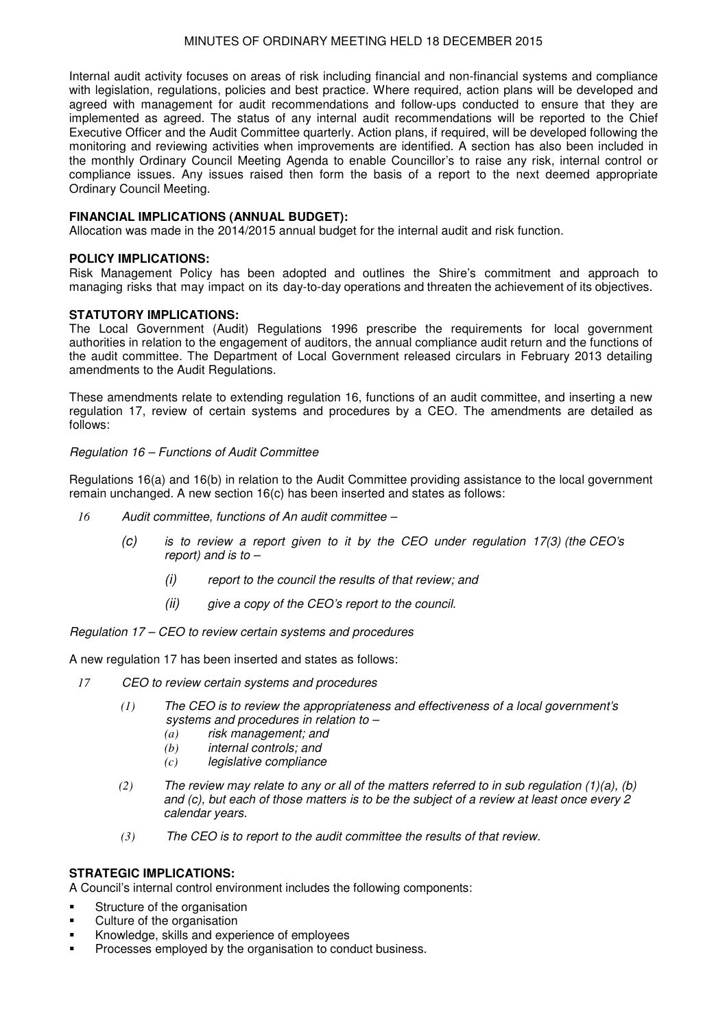Internal audit activity focuses on areas of risk including financial and non-financial systems and compliance with legislation, regulations, policies and best practice. Where required, action plans will be developed and agreed with management for audit recommendations and follow-ups conducted to ensure that they are implemented as agreed. The status of any internal audit recommendations will be reported to the Chief Executive Officer and the Audit Committee quarterly. Action plans, if required, will be developed following the monitoring and reviewing activities when improvements are identified. A section has also been included in the monthly Ordinary Council Meeting Agenda to enable Councillor's to raise any risk, internal control or compliance issues. Any issues raised then form the basis of a report to the next deemed appropriate Ordinary Council Meeting.

**FINANCIAL IMPLICATIONS (ANNUAL BUDGET):**
Allocation was made in the 2014/2015 annual budget for the internal audit and risk function.

**POLICY IMPLICATIONS:**
Risk Management Policy has been adopted and outlines the Shire's commitment and approach to managing risks that may impact on its day-to-day operations and threaten the achievement of its objectives.

**STATUTORY IMPLICATIONS:**
The Local Government (Audit) Regulations 1996 prescribe the requirements for local government authorities in relation to the engagement of auditors, the annual compliance audit return and the functions of the audit committee. The Department of Local Government released circulars in February 2013 detailing amendments to the Audit Regulations.

These amendments relate to extending regulation 16, functions of an audit committee, and inserting a new regulation 17, review of certain systems and procedures by a CEO. The amendments are detailed as follows:

*Regulation 16 – Functions of Audit Committee*

Regulations 16(a) and 16(b) in relation to the Audit Committee providing assistance to the local government remain unchanged. A new section 16(c) has been inserted and states as follows:

*16 Audit committee, functions of An audit committee –*

> *(c) is to review a report given to it by the CEO under regulation 17(3) (the CEO's report) and is to –*
>
> > *(i) report to the council the results of that review; and*
> >
> > *(ii) give a copy of the CEO's report to the council.*

*Regulation 17 – CEO to review certain systems and procedures*

A new regulation 17 has been inserted and states as follows:

*17 CEO to review certain systems and procedures*

> *(1) The CEO is to review the appropriateness and effectiveness of a local government's systems and procedures in relation to –*
>
> > *(a) risk management; and*
> > *(b) internal controls; and*
> > *(c) legislative compliance*
>
> *(2) The review may relate to any or all of the matters referred to in sub regulation (1)(a), (b) and (c), but each of those matters is to be the subject of a review at least once every 2 calendar years.*
>
> *(3) The CEO is to report to the audit committee the results of that review.*

**STRATEGIC IMPLICATIONS:**
A Council's internal control environment includes the following components:

- Structure of the organisation
- Culture of the organisation
- Knowledge, skills and experience of employees
- Processes employed by the organisation to conduct business.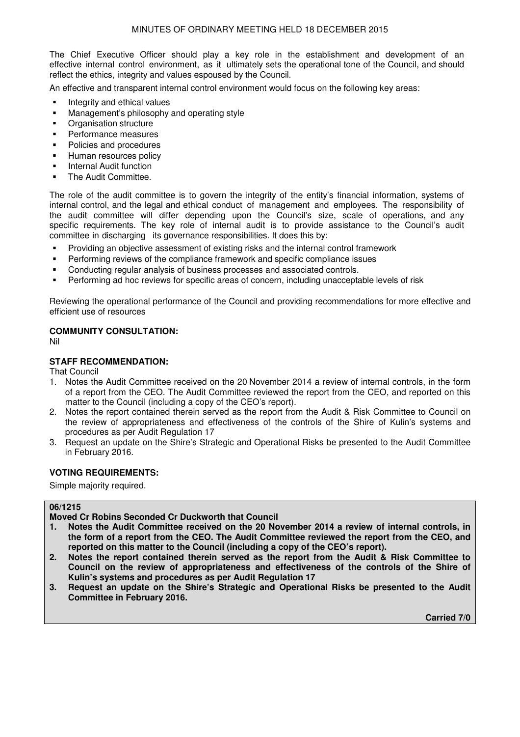The Chief Executive Officer should play a key role in the establishment and development of an effective internal control environment, as it ultimately sets the operational tone of the Council, and should reflect the ethics, integrity and values espoused by the Council.

An effective and transparent internal control environment would focus on the following key areas:

- Integrity and ethical values
- Management's philosophy and operating style
- Organisation structure
- Performance measures
- Policies and procedures
- Human resources policy
- Internal Audit function
- The Audit Committee.

The role of the audit committee is to govern the integrity of the entity's financial information, systems of internal control, and the legal and ethical conduct of management and employees. The responsibility of the audit committee will differ depending upon the Council's size, scale of operations, and any specific requirements. The key role of internal audit is to provide assistance to the Council's audit committee in discharging its governance responsibilities. It does this by:

- Providing an objective assessment of existing risks and the internal control framework
- Performing reviews of the compliance framework and specific compliance issues
- Conducting regular analysis of business processes and associated controls.
- Performing ad hoc reviews for specific areas of concern, including unacceptable levels of risk

Reviewing the operational performance of the Council and providing recommendations for more effective and efficient use of resources

**COMMUNITY CONSULTATION:**

Nil

**STAFF RECOMMENDATION:**

That Council

1. Notes the Audit Committee received on the 20 November 2014 a review of internal controls, in the form of a report from the CEO. The Audit Committee reviewed the report from the CEO, and reported on this matter to the Council (including a copy of the CEO's report).
2. Notes the report contained therein served as the report from the Audit & Risk Committee to Council on the review of appropriateness and effectiveness of the controls of the Shire of Kulin's systems and procedures as per Audit Regulation 17
3. Request an update on the Shire's Strategic and Operational Risks be presented to the Audit Committee in February 2016.

**VOTING REQUIREMENTS:**

Simple majority required.

**06/1215**

**Moved Cr Robins Seconded Cr Duckworth that Council**

1. **Notes the Audit Committee received on the 20 November 2014 a review of internal controls, in the form of a report from the CEO. The Audit Committee reviewed the report from the CEO, and reported on this matter to the Council (including a copy of the CEO's report).**
2. **Notes the report contained therein served as the report from the Audit & Risk Committee to Council on the review of appropriateness and effectiveness of the controls of the Shire of Kulin's systems and procedures as per Audit Regulation 17**
3. **Request an update on the Shire's Strategic and Operational Risks be presented to the Audit Committee in February 2016.**

**Carried 7/0**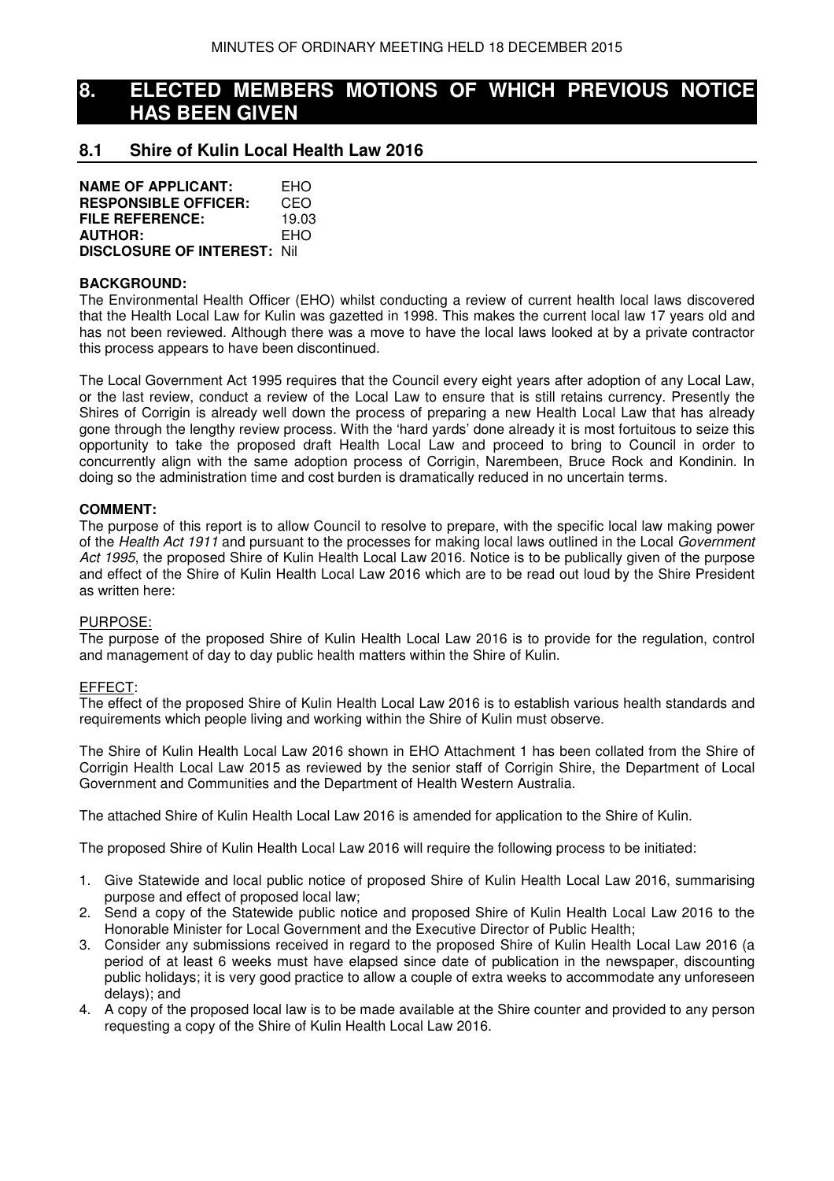# 8. ELECTED MEMBERS MOTIONS OF WHICH PREVIOUS NOTICE HAS BEEN GIVEN

## 8.1 Shire of Kulin Local Health Law 2016

**NAME OF APPLICANT:** EHO
**RESPONSIBLE OFFICER:** CEO
**FILE REFERENCE:** 19.03
**AUTHOR:** EHO
**DISCLOSURE OF INTEREST:** Nil

**BACKGROUND:**
The Environmental Health Officer (EHO) whilst conducting a review of current health local laws discovered that the Health Local Law for Kulin was gazetted in 1998. This makes the current local law 17 years old and has not been reviewed. Although there was a move to have the local laws looked at by a private contractor this process appears to have been discontinued.

The Local Government Act 1995 requires that the Council every eight years after adoption of any Local Law, or the last review, conduct a review of the Local Law to ensure that is still retains currency. Presently the Shires of Corrigin is already well down the process of preparing a new Health Local Law that has already gone through the lengthy review process. With the 'hard yards' done already it is most fortuitous to seize this opportunity to take the proposed draft Health Local Law and proceed to bring to Council in order to concurrently align with the same adoption process of Corrigin, Narembeen, Bruce Rock and Kondinin. In doing so the administration time and cost burden is dramatically reduced in no uncertain terms.

**COMMENT:**
The purpose of this report is to allow Council to resolve to prepare, with the specific local law making power of the *Health Act 1911* and pursuant to the processes for making local laws outlined in the Local *Government Act 1995*, the proposed Shire of Kulin Health Local Law 2016. Notice is to be publically given of the purpose and effect of the Shire of Kulin Health Local Law 2016 which are to be read out loud by the Shire President as written here:

PURPOSE:
The purpose of the proposed Shire of Kulin Health Local Law 2016 is to provide for the regulation, control and management of day to day public health matters within the Shire of Kulin.

EFFECT:
The effect of the proposed Shire of Kulin Health Local Law 2016 is to establish various health standards and requirements which people living and working within the Shire of Kulin must observe.

The Shire of Kulin Health Local Law 2016 shown in EHO Attachment 1 has been collated from the Shire of Corrigin Health Local Law 2015 as reviewed by the senior staff of Corrigin Shire, the Department of Local Government and Communities and the Department of Health Western Australia.

The attached Shire of Kulin Health Local Law 2016 is amended for application to the Shire of Kulin.

The proposed Shire of Kulin Health Local Law 2016 will require the following process to be initiated:

1. Give Statewide and local public notice of proposed Shire of Kulin Health Local Law 2016, summarising purpose and effect of proposed local law;
2. Send a copy of the Statewide public notice and proposed Shire of Kulin Health Local Law 2016 to the Honorable Minister for Local Government and the Executive Director of Public Health;
3. Consider any submissions received in regard to the proposed Shire of Kulin Health Local Law 2016 (a period of at least 6 weeks must have elapsed since date of publication in the newspaper, discounting public holidays; it is very good practice to allow a couple of extra weeks to accommodate any unforeseen delays); and
4. A copy of the proposed local law is to be made available at the Shire counter and provided to any person requesting a copy of the Shire of Kulin Health Local Law 2016.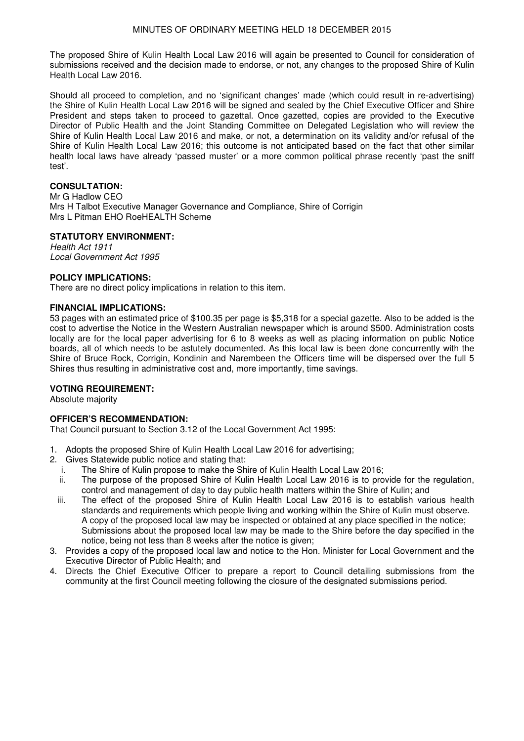The proposed Shire of Kulin Health Local Law 2016 will again be presented to Council for consideration of submissions received and the decision made to endorse, or not, any changes to the proposed Shire of Kulin Health Local Law 2016.

Should all proceed to completion, and no 'significant changes' made (which could result in re-advertising) the Shire of Kulin Health Local Law 2016 will be signed and sealed by the Chief Executive Officer and Shire President and steps taken to proceed to gazettal. Once gazetted, copies are provided to the Executive Director of Public Health and the Joint Standing Committee on Delegated Legislation who will review the Shire of Kulin Health Local Law 2016 and make, or not, a determination on its validity and/or refusal of the Shire of Kulin Health Local Law 2016; this outcome is not anticipated based on the fact that other similar health local laws have already 'passed muster' or a more common political phrase recently 'past the sniff test'.

**CONSULTATION:**
Mr G Hadlow CEO
Mrs H Talbot Executive Manager Governance and Compliance, Shire of Corrigin
Mrs L Pitman EHO RoeHEALTH Scheme

**STATUTORY ENVIRONMENT:**
*Health Act 1911*
*Local Government Act 1995*

**POLICY IMPLICATIONS:**
There are no direct policy implications in relation to this item.

**FINANCIAL IMPLICATIONS:**
53 pages with an estimated price of $100.35 per page is $5,318 for a special gazette. Also to be added is the cost to advertise the Notice in the Western Australian newspaper which is around $500. Administration costs locally are for the local paper advertising for 6 to 8 weeks as well as placing information on public Notice boards, all of which needs to be astutely documented. As this local law is been done concurrently with the Shire of Bruce Rock, Corrigin, Kondinin and Narembeen the Officers time will be dispersed over the full 5 Shires thus resulting in administrative cost and, more importantly, time savings.

**VOTING REQUIREMENT:**
Absolute majority

**OFFICER'S RECOMMENDATION:**
That Council pursuant to Section 3.12 of the Local Government Act 1995:

1. Adopts the proposed Shire of Kulin Health Local Law 2016 for advertising;
2. Gives Statewide public notice and stating that:
   i. The Shire of Kulin propose to make the Shire of Kulin Health Local Law 2016;
   ii. The purpose of the proposed Shire of Kulin Health Local Law 2016 is to provide for the regulation, control and management of day to day public health matters within the Shire of Kulin; and
   iii. The effect of the proposed Shire of Kulin Health Local Law 2016 is to establish various health standards and requirements which people living and working within the Shire of Kulin must observe. A copy of the proposed local law may be inspected or obtained at any place specified in the notice; Submissions about the proposed local law may be made to the Shire before the day specified in the notice, being not less than 8 weeks after the notice is given;
3. Provides a copy of the proposed local law and notice to the Hon. Minister for Local Government and the Executive Director of Public Health; and
4. Directs the Chief Executive Officer to prepare a report to Council detailing submissions from the community at the first Council meeting following the closure of the designated submissions period.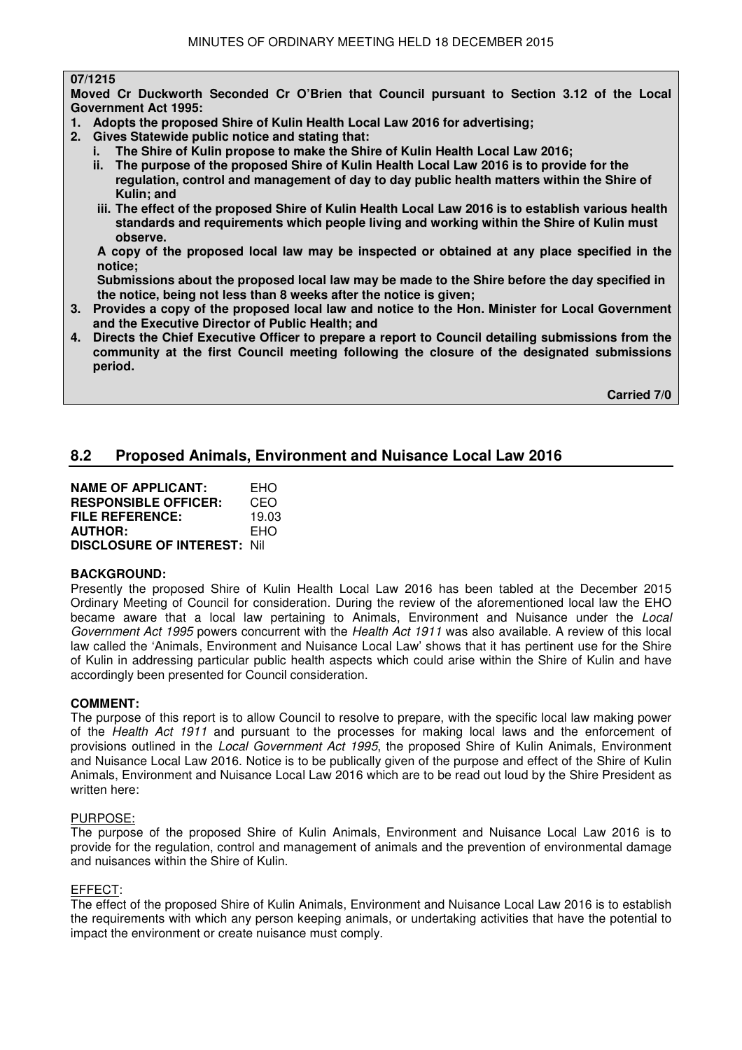**07/1215**

**Moved Cr Duckworth Seconded Cr O'Brien that Council pursuant to Section 3.12 of the Local Government Act 1995:**

1. **Adopts the proposed Shire of Kulin Health Local Law 2016 for advertising;**
2. **Gives Statewide public notice and stating that:**
   i. **The Shire of Kulin propose to make the Shire of Kulin Health Local Law 2016;**
   ii. **The purpose of the proposed Shire of Kulin Health Local Law 2016 is to provide for the regulation, control and management of day to day public health matters within the Shire of Kulin; and**
   iii. **The effect of the proposed Shire of Kulin Health Local Law 2016 is to establish various health standards and requirements which people living and working within the Shire of Kulin must observe.**

   **A copy of the proposed local law may be inspected or obtained at any place specified in the notice;**

   **Submissions about the proposed local law may be made to the Shire before the day specified in the notice, being not less than 8 weeks after the notice is given;**
3. **Provides a copy of the proposed local law and notice to the Hon. Minister for Local Government and the Executive Director of Public Health; and**
4. **Directs the Chief Executive Officer to prepare a report to Council detailing submissions from the community at the first Council meeting following the closure of the designated submissions period.**

**Carried 7/0**

## 8.2 Proposed Animals, Environment and Nuisance Local Law 2016

**NAME OF APPLICANT:** EHO
**RESPONSIBLE OFFICER:** CEO
**FILE REFERENCE:** 19.03
**AUTHOR:** EHO
**DISCLOSURE OF INTEREST:** Nil

**BACKGROUND:**
Presently the proposed Shire of Kulin Health Local Law 2016 has been tabled at the December 2015 Ordinary Meeting of Council for consideration. During the review of the aforementioned local law the EHO became aware that a local law pertaining to Animals, Environment and Nuisance under the *Local Government Act 1995* powers concurrent with the *Health Act 1911* was also available. A review of this local law called the 'Animals, Environment and Nuisance Local Law' shows that it has pertinent use for the Shire of Kulin in addressing particular public health aspects which could arise within the Shire of Kulin and have accordingly been presented for Council consideration.

**COMMENT:**
The purpose of this report is to allow Council to resolve to prepare, with the specific local law making power of the *Health Act 1911* and pursuant to the processes for making local laws and the enforcement of provisions outlined in the *Local Government Act 1995*, the proposed Shire of Kulin Animals, Environment and Nuisance Local Law 2016. Notice is to be publically given of the purpose and effect of the Shire of Kulin Animals, Environment and Nuisance Local Law 2016 which are to be read out loud by the Shire President as written here:

PURPOSE:
The purpose of the proposed Shire of Kulin Animals, Environment and Nuisance Local Law 2016 is to provide for the regulation, control and management of animals and the prevention of environmental damage and nuisances within the Shire of Kulin.

EFFECT:
The effect of the proposed Shire of Kulin Animals, Environment and Nuisance Local Law 2016 is to establish the requirements with which any person keeping animals, or undertaking activities that have the potential to impact the environment or create nuisance must comply.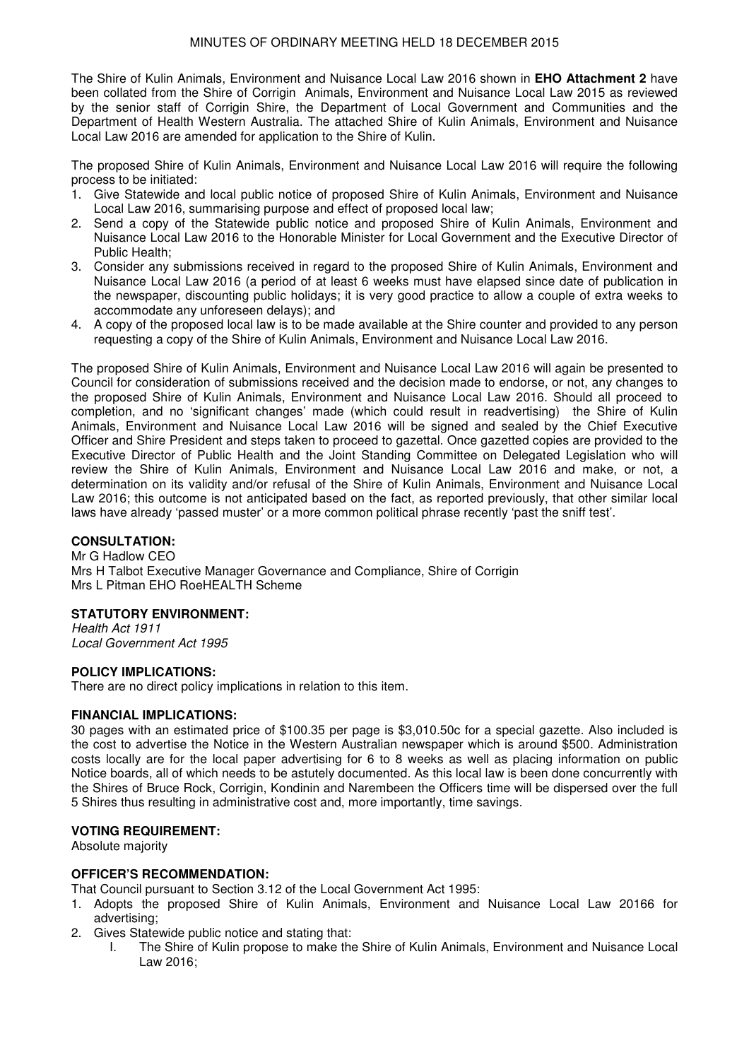The Shire of Kulin Animals, Environment and Nuisance Local Law 2016 shown in **EHO Attachment 2** have been collated from the Shire of Corrigin Animals, Environment and Nuisance Local Law 2015 as reviewed by the senior staff of Corrigin Shire, the Department of Local Government and Communities and the Department of Health Western Australia. The attached Shire of Kulin Animals, Environment and Nuisance Local Law 2016 are amended for application to the Shire of Kulin.

The proposed Shire of Kulin Animals, Environment and Nuisance Local Law 2016 will require the following process to be initiated:

1. Give Statewide and local public notice of proposed Shire of Kulin Animals, Environment and Nuisance Local Law 2016, summarising purpose and effect of proposed local law;
2. Send a copy of the Statewide public notice and proposed Shire of Kulin Animals, Environment and Nuisance Local Law 2016 to the Honorable Minister for Local Government and the Executive Director of Public Health;
3. Consider any submissions received in regard to the proposed Shire of Kulin Animals, Environment and Nuisance Local Law 2016 (a period of at least 6 weeks must have elapsed since date of publication in the newspaper, discounting public holidays; it is very good practice to allow a couple of extra weeks to accommodate any unforeseen delays); and
4. A copy of the proposed local law is to be made available at the Shire counter and provided to any person requesting a copy of the Shire of Kulin Animals, Environment and Nuisance Local Law 2016.

The proposed Shire of Kulin Animals, Environment and Nuisance Local Law 2016 will again be presented to Council for consideration of submissions received and the decision made to endorse, or not, any changes to the proposed Shire of Kulin Animals, Environment and Nuisance Local Law 2016. Should all proceed to completion, and no 'significant changes' made (which could result in readvertising) the Shire of Kulin Animals, Environment and Nuisance Local Law 2016 will be signed and sealed by the Chief Executive Officer and Shire President and steps taken to proceed to gazettal. Once gazetted copies are provided to the Executive Director of Public Health and the Joint Standing Committee on Delegated Legislation who will review the Shire of Kulin Animals, Environment and Nuisance Local Law 2016 and make, or not, a determination on its validity and/or refusal of the Shire of Kulin Animals, Environment and Nuisance Local Law 2016; this outcome is not anticipated based on the fact, as reported previously, that other similar local laws have already 'passed muster' or a more common political phrase recently 'past the sniff test'.

**CONSULTATION:**

Mr G Hadlow CEO
Mrs H Talbot Executive Manager Governance and Compliance, Shire of Corrigin
Mrs L Pitman EHO RoeHEALTH Scheme

**STATUTORY ENVIRONMENT:**

*Health Act 1911*
*Local Government Act 1995*

**POLICY IMPLICATIONS:**

There are no direct policy implications in relation to this item.

**FINANCIAL IMPLICATIONS:**

30 pages with an estimated price of $100.35 per page is $3,010.50c for a special gazette. Also included is the cost to advertise the Notice in the Western Australian newspaper which is around $500. Administration costs locally are for the local paper advertising for 6 to 8 weeks as well as placing information on public Notice boards, all of which needs to be astutely documented. As this local law is been done concurrently with the Shires of Bruce Rock, Corrigin, Kondinin and Narembeen the Officers time will be dispersed over the full 5 Shires thus resulting in administrative cost and, more importantly, time savings.

**VOTING REQUIREMENT:**

Absolute majority

**OFFICER'S RECOMMENDATION:**

That Council pursuant to Section 3.12 of the Local Government Act 1995:

1. Adopts the proposed Shire of Kulin Animals, Environment and Nuisance Local Law 20166 for advertising;
2. Gives Statewide public notice and stating that:
   I. The Shire of Kulin propose to make the Shire of Kulin Animals, Environment and Nuisance Local Law 2016;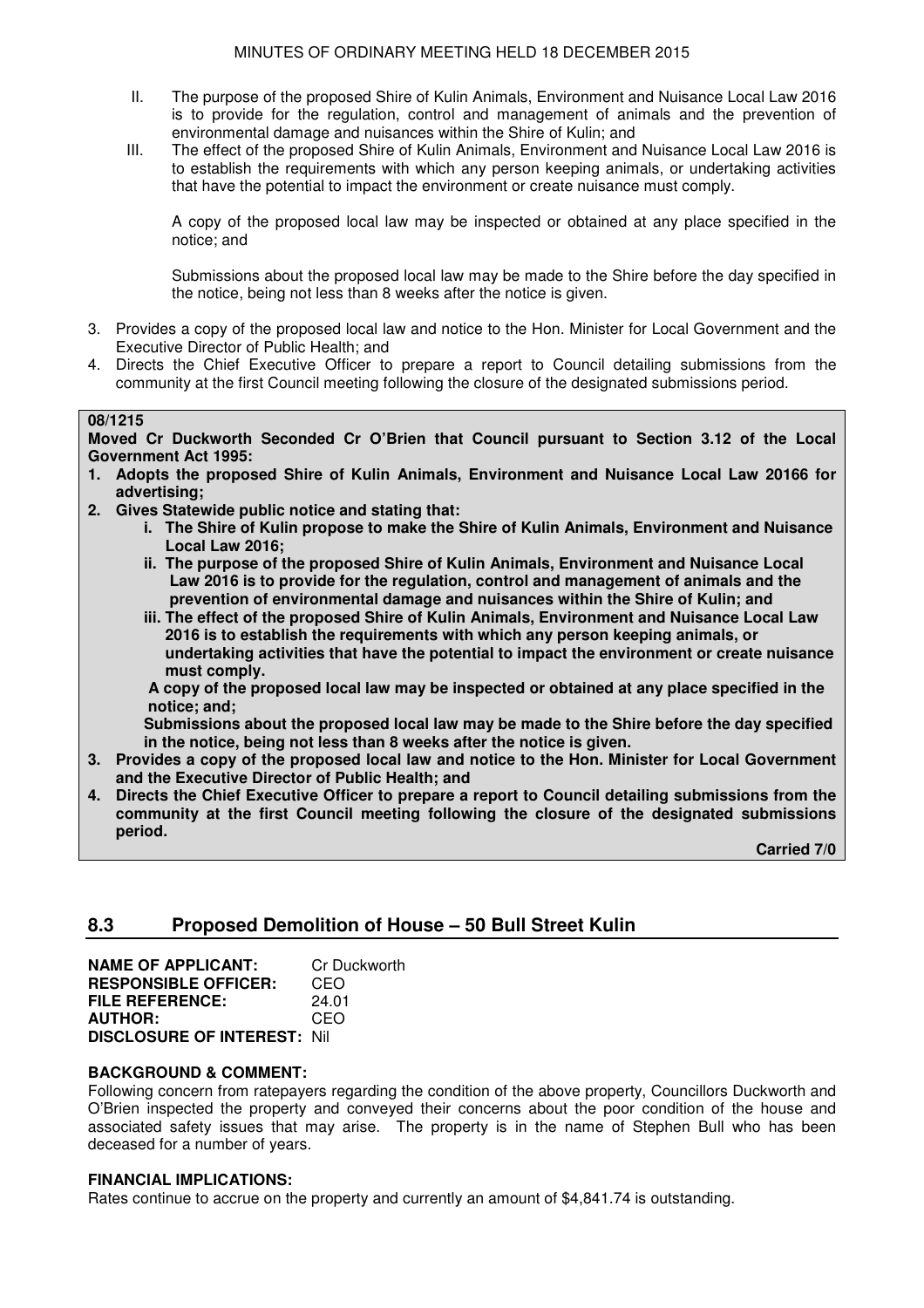II. The purpose of the proposed Shire of Kulin Animals, Environment and Nuisance Local Law 2016 is to provide for the regulation, control and management of animals and the prevention of environmental damage and nuisances within the Shire of Kulin; and

III. The effect of the proposed Shire of Kulin Animals, Environment and Nuisance Local Law 2016 is to establish the requirements with which any person keeping animals, or undertaking activities that have the potential to impact the environment or create nuisance must comply.

A copy of the proposed local law may be inspected or obtained at any place specified in the notice; and

Submissions about the proposed local law may be made to the Shire before the day specified in the notice, being not less than 8 weeks after the notice is given.

3. Provides a copy of the proposed local law and notice to the Hon. Minister for Local Government and the Executive Director of Public Health; and
4. Directs the Chief Executive Officer to prepare a report to Council detailing submissions from the community at the first Council meeting following the closure of the designated submissions period.

**08/1215**

**Moved Cr Duckworth Seconded Cr O'Brien that Council pursuant to Section 3.12 of the Local Government Act 1995:**

1. **Adopts the proposed Shire of Kulin Animals, Environment and Nuisance Local Law 20166 for advertising;**
2. **Gives Statewide public notice and stating that:**
   - **i. The Shire of Kulin propose to make the Shire of Kulin Animals, Environment and Nuisance Local Law 2016;**
   - **ii. The purpose of the proposed Shire of Kulin Animals, Environment and Nuisance Local Law 2016 is to provide for the regulation, control and management of animals and the prevention of environmental damage and nuisances within the Shire of Kulin; and**
   - **iii. The effect of the proposed Shire of Kulin Animals, Environment and Nuisance Local Law 2016 is to establish the requirements with which any person keeping animals, or undertaking activities that have the potential to impact the environment or create nuisance must comply.**

   **A copy of the proposed local law may be inspected or obtained at any place specified in the notice; and;**

   **Submissions about the proposed local law may be made to the Shire before the day specified in the notice, being not less than 8 weeks after the notice is given.**
3. **Provides a copy of the proposed local law and notice to the Hon. Minister for Local Government and the Executive Director of Public Health; and**
4. **Directs the Chief Executive Officer to prepare a report to Council detailing submissions from the community at the first Council meeting following the closure of the designated submissions period.**

**Carried 7/0**

## 8.3 Proposed Demolition of House – 50 Bull Street Kulin

**NAME OF APPLICANT:** Cr Duckworth
**RESPONSIBLE OFFICER:** CEO
**FILE REFERENCE:** 24.01
**AUTHOR:** CEO
**DISCLOSURE OF INTEREST:** Nil

**BACKGROUND & COMMENT:**
Following concern from ratepayers regarding the condition of the above property, Councillors Duckworth and O'Brien inspected the property and conveyed their concerns about the poor condition of the house and associated safety issues that may arise. The property is in the name of Stephen Bull who has been deceased for a number of years.

**FINANCIAL IMPLICATIONS:**
Rates continue to accrue on the property and currently an amount of $4,841.74 is outstanding.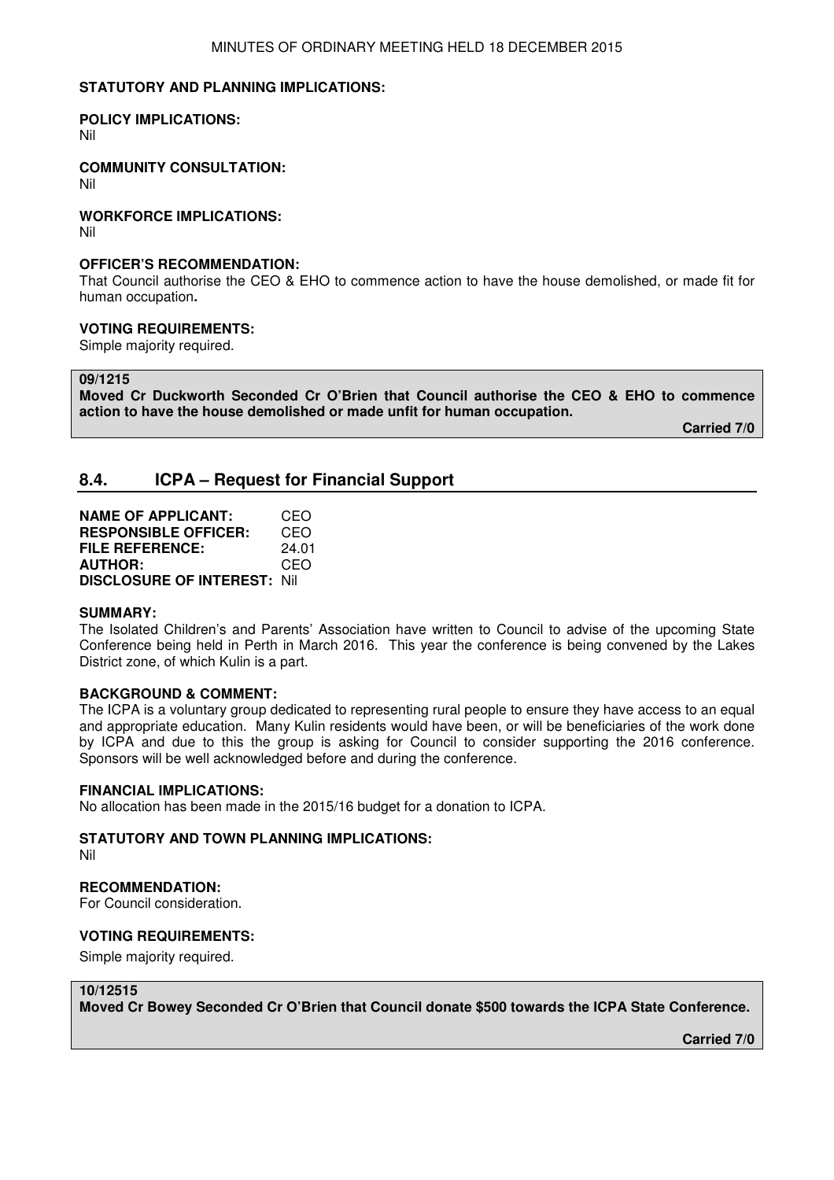**STATUTORY AND PLANNING IMPLICATIONS:**

**POLICY IMPLICATIONS:**
Nil

**COMMUNITY CONSULTATION:**
Nil

**WORKFORCE IMPLICATIONS:**
Nil

**OFFICER'S RECOMMENDATION:**
That Council authorise the CEO & EHO to commence action to have the house demolished, or made fit for human occupation**.**

**VOTING REQUIREMENTS:**
Simple majority required.

**09/1215**
**Moved Cr Duckworth Seconded Cr O'Brien that Council authorise the CEO & EHO to commence action to have the house demolished or made unfit for human occupation.**

**Carried 7/0**

## 8.4. ICPA – Request for Financial Support

**NAME OF APPLICANT:** CEO
**RESPONSIBLE OFFICER:** CEO
**FILE REFERENCE:** 24.01
**AUTHOR:** CEO
**DISCLOSURE OF INTEREST:** Nil

**SUMMARY:**
The Isolated Children's and Parents' Association have written to Council to advise of the upcoming State Conference being held in Perth in March 2016. This year the conference is being convened by the Lakes District zone, of which Kulin is a part.

**BACKGROUND & COMMENT:**
The ICPA is a voluntary group dedicated to representing rural people to ensure they have access to an equal and appropriate education. Many Kulin residents would have been, or will be beneficiaries of the work done by ICPA and due to this the group is asking for Council to consider supporting the 2016 conference. Sponsors will be well acknowledged before and during the conference.

**FINANCIAL IMPLICATIONS:**
No allocation has been made in the 2015/16 budget for a donation to ICPA.

**STATUTORY AND TOWN PLANNING IMPLICATIONS:**
Nil

**RECOMMENDATION:**
For Council consideration.

**VOTING REQUIREMENTS:**
Simple majority required.

**10/12515**
**Moved Cr Bowey Seconded Cr O'Brien that Council donate $500 towards the ICPA State Conference.**

**Carried 7/0**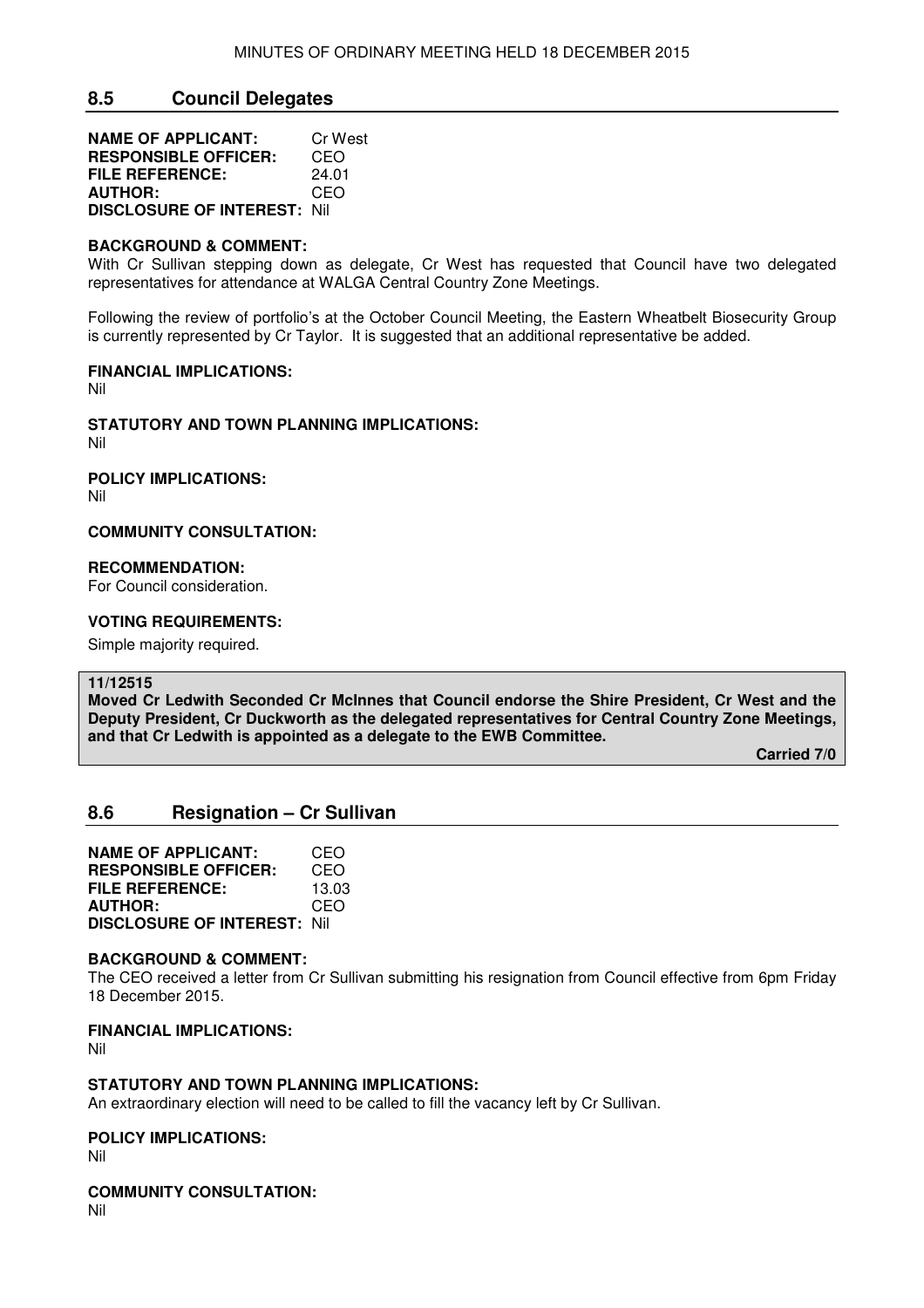## 8.5 Council Delegates

**NAME OF APPLICANT:** Cr West
**RESPONSIBLE OFFICER:** CEO
**FILE REFERENCE:** 24.01
**AUTHOR:** CEO
**DISCLOSURE OF INTEREST:** Nil

**BACKGROUND & COMMENT:**
With Cr Sullivan stepping down as delegate, Cr West has requested that Council have two delegated representatives for attendance at WALGA Central Country Zone Meetings.

Following the review of portfolio's at the October Council Meeting, the Eastern Wheatbelt Biosecurity Group is currently represented by Cr Taylor. It is suggested that an additional representative be added.

**FINANCIAL IMPLICATIONS:**
Nil

**STATUTORY AND TOWN PLANNING IMPLICATIONS:**
Nil

**POLICY IMPLICATIONS:**
Nil

**COMMUNITY CONSULTATION:**

**RECOMMENDATION:**
For Council consideration.

**VOTING REQUIREMENTS:**
Simple majority required.

**11/12515**
**Moved Cr Ledwith Seconded Cr McInnes that Council endorse the Shire President, Cr West and the Deputy President, Cr Duckworth as the delegated representatives for Central Country Zone Meetings, and that Cr Ledwith is appointed as a delegate to the EWB Committee.**

**Carried 7/0**

## 8.6 Resignation – Cr Sullivan

**NAME OF APPLICANT:** CEO
**RESPONSIBLE OFFICER:** CEO
**FILE REFERENCE:** 13.03
**AUTHOR:** CEO
**DISCLOSURE OF INTEREST:** Nil

**BACKGROUND & COMMENT:**
The CEO received a letter from Cr Sullivan submitting his resignation from Council effective from 6pm Friday 18 December 2015.

**FINANCIAL IMPLICATIONS:**
Nil

**STATUTORY AND TOWN PLANNING IMPLICATIONS:**
An extraordinary election will need to be called to fill the vacancy left by Cr Sullivan.

**POLICY IMPLICATIONS:**
Nil

**COMMUNITY CONSULTATION:**
Nil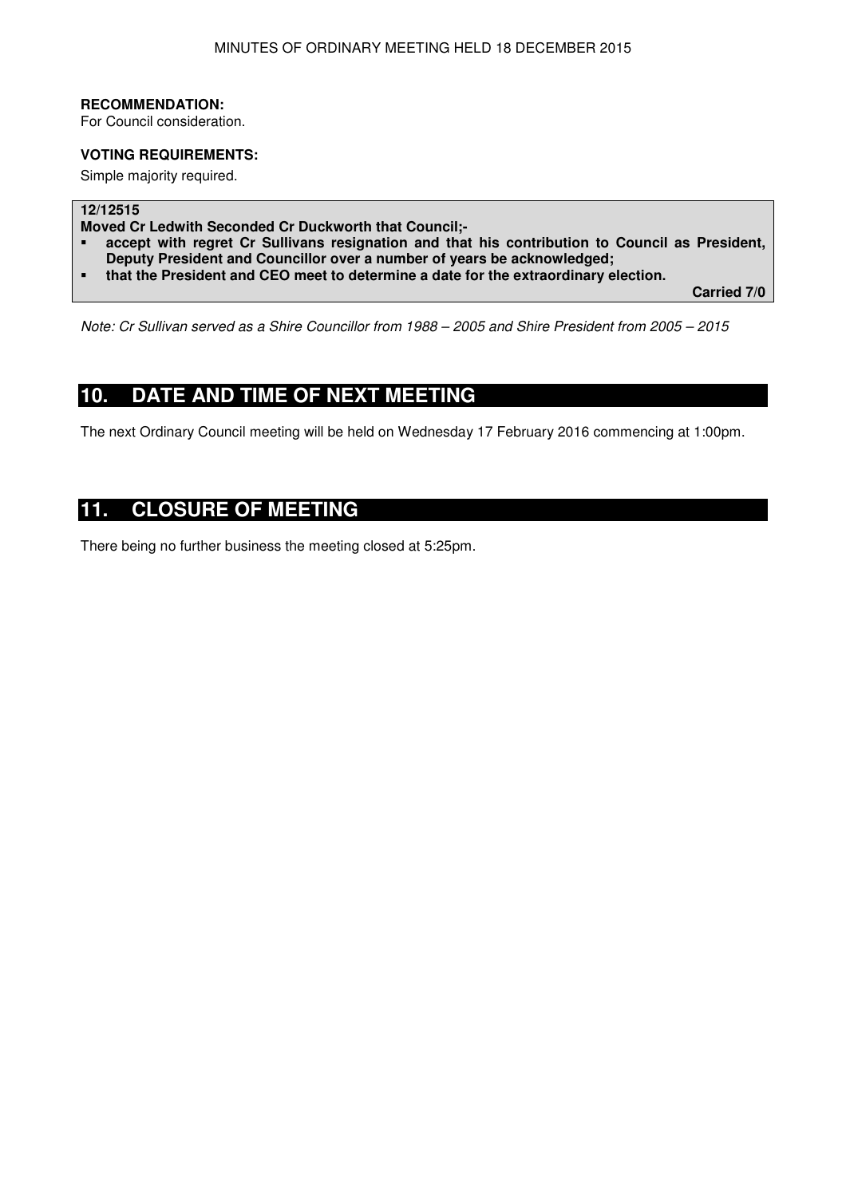**RECOMMENDATION:**
For Council consideration.

**VOTING REQUIREMENTS:**
Simple majority required.

**12/12515**
**Moved Cr Ledwith Seconded Cr Duckworth that Council;-**

- **accept with regret Cr Sullivans resignation and that his contribution to Council as President, Deputy President and Councillor over a number of years be acknowledged;**
- **that the President and CEO meet to determine a date for the extraordinary election.**

**Carried 7/0**

*Note: Cr Sullivan served as a Shire Councillor from 1988 – 2005 and Shire President from 2005 – 2015*

## 10. DATE AND TIME OF NEXT MEETING

The next Ordinary Council meeting will be held on Wednesday 17 February 2016 commencing at 1:00pm.

## 11. CLOSURE OF MEETING

There being no further business the meeting closed at 5:25pm.